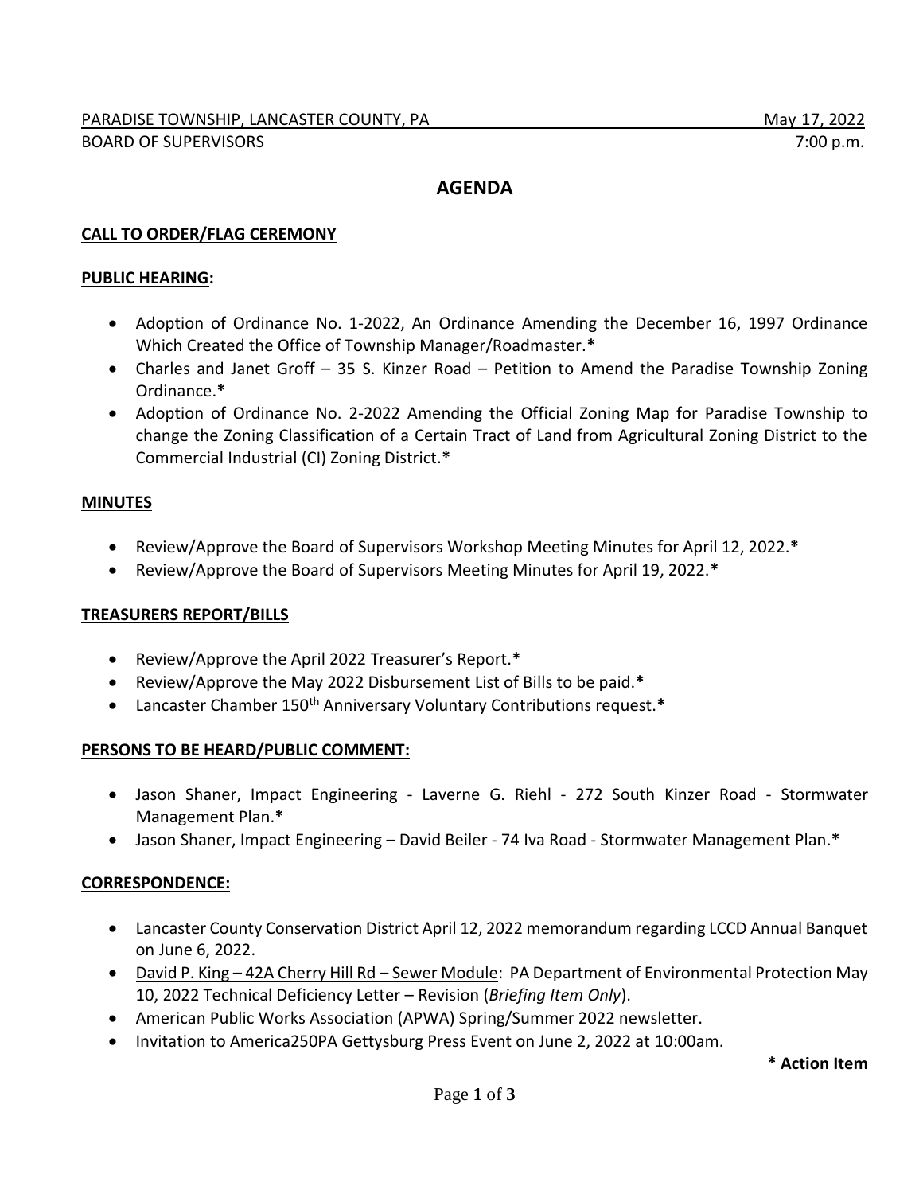PARADISE TOWNSHIP, LANCASTER COUNTY, PA — May 17, 2022

BOARD OF SUPERVISORS — 7:00 p.m.

# AGENDA

**CALL TO ORDER/FLAG CEREMONY**

**PUBLIC HEARING:**

- Adoption of Ordinance No. 1-2022, An Ordinance Amending the December 16, 1997 Ordinance Which Created the Office of Township Manager/Roadmaster.**\***
- Charles and Janet Groff – 35 S. Kinzer Road – Petition to Amend the Paradise Township Zoning Ordinance.**\***
- Adoption of Ordinance No. 2-2022 Amending the Official Zoning Map for Paradise Township to change the Zoning Classification of a Certain Tract of Land from Agricultural Zoning District to the Commercial Industrial (CI) Zoning District.**\***

**MINUTES**

- Review/Approve the Board of Supervisors Workshop Meeting Minutes for April 12, 2022.**\***
- Review/Approve the Board of Supervisors Meeting Minutes for April 19, 2022.**\***

**TREASURERS REPORT/BILLS**

- Review/Approve the April 2022 Treasurer's Report.**\***
- Review/Approve the May 2022 Disbursement List of Bills to be paid.**\***
- Lancaster Chamber 150th Anniversary Voluntary Contributions request.**\***

**PERSONS TO BE HEARD/PUBLIC COMMENT:**

- Jason Shaner, Impact Engineering - Laverne G. Riehl - 272 South Kinzer Road - Stormwater Management Plan.**\***
- Jason Shaner, Impact Engineering – David Beiler - 74 Iva Road - Stormwater Management Plan.**\***

**CORRESPONDENCE:**

- Lancaster County Conservation District April 12, 2022 memorandum regarding LCCD Annual Banquet on June 6, 2022.
- David P. King – 42A Cherry Hill Rd – Sewer Module: PA Department of Environmental Protection May 10, 2022 Technical Deficiency Letter – Revision (*Briefing Item Only*).
- American Public Works Association (APWA) Spring/Summer 2022 newsletter.
- Invitation to America250PA Gettysburg Press Event on June 2, 2022 at 10:00am.

**\* Action Item**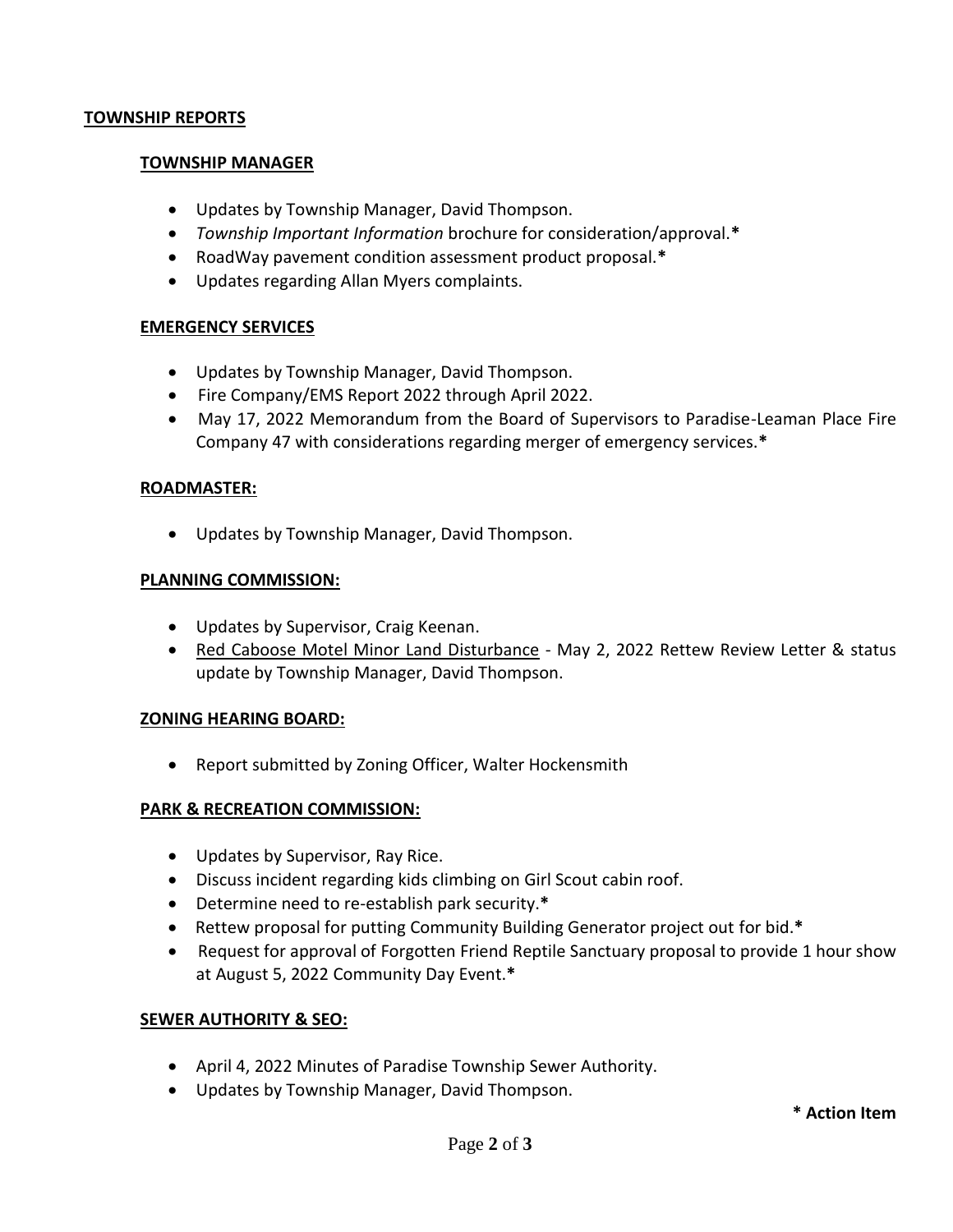## TOWNSHIP REPORTS

### TOWNSHIP MANAGER

- Updates by Township Manager, David Thompson.
- *Township Important Information* brochure for consideration/approval.**\***
- RoadWay pavement condition assessment product proposal.**\***
- Updates regarding Allan Myers complaints.

### EMERGENCY SERVICES

- Updates by Township Manager, David Thompson.
- Fire Company/EMS Report 2022 through April 2022.
- May 17, 2022 Memorandum from the Board of Supervisors to Paradise-Leaman Place Fire Company 47 with considerations regarding merger of emergency services.**\***

### ROADMASTER:

- Updates by Township Manager, David Thompson.

### PLANNING COMMISSION:

- Updates by Supervisor, Craig Keenan.
- Red Caboose Motel Minor Land Disturbance - May 2, 2022 Rettew Review Letter & status update by Township Manager, David Thompson.

### ZONING HEARING BOARD:

- Report submitted by Zoning Officer, Walter Hockensmith

### PARK & RECREATION COMMISSION:

- Updates by Supervisor, Ray Rice.
- Discuss incident regarding kids climbing on Girl Scout cabin roof.
- Determine need to re-establish park security.**\***
- Rettew proposal for putting Community Building Generator project out for bid.**\***
- Request for approval of Forgotten Friend Reptile Sanctuary proposal to provide 1 hour show at August 5, 2022 Community Day Event.**\***

### SEWER AUTHORITY & SEO:

- April 4, 2022 Minutes of Paradise Township Sewer Authority.
- Updates by Township Manager, David Thompson.

**\* Action Item**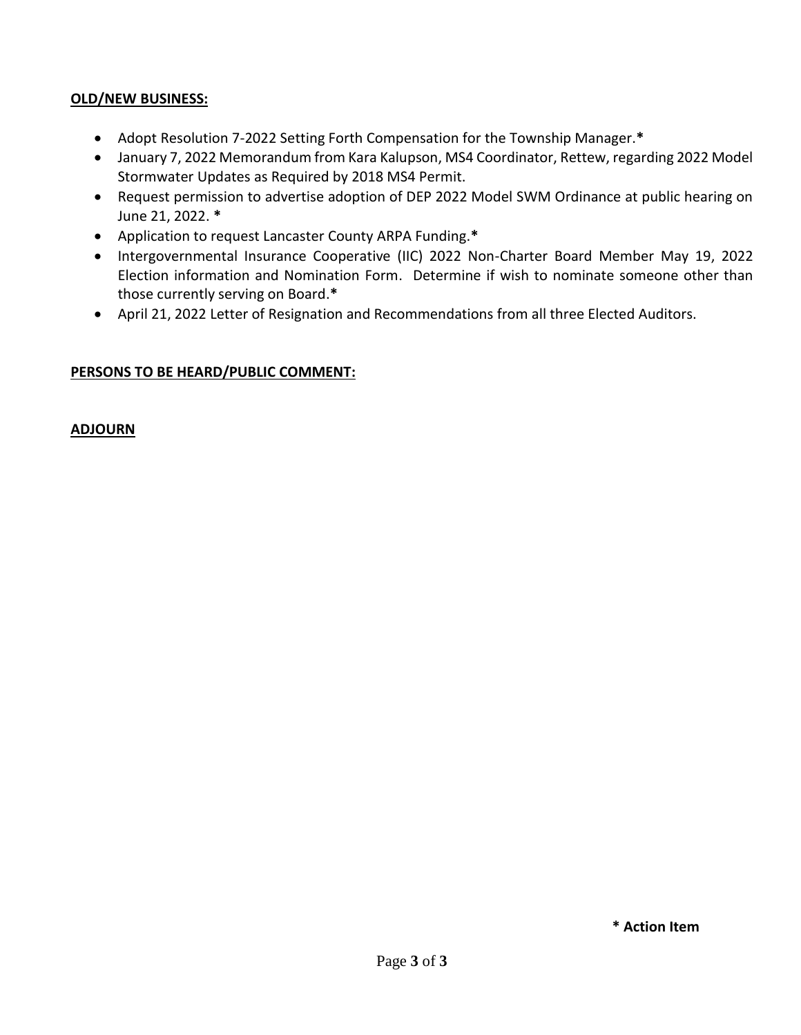**OLD/NEW BUSINESS:**

- Adopt Resolution 7-2022 Setting Forth Compensation for the Township Manager.**\***
- January 7, 2022 Memorandum from Kara Kalupson, MS4 Coordinator, Rettew, regarding 2022 Model Stormwater Updates as Required by 2018 MS4 Permit.
- Request permission to advertise adoption of DEP 2022 Model SWM Ordinance at public hearing on June 21, 2022. **\***
- Application to request Lancaster County ARPA Funding.**\***
- Intergovernmental Insurance Cooperative (IIC) 2022 Non-Charter Board Member May 19, 2022 Election information and Nomination Form. Determine if wish to nominate someone other than those currently serving on Board.**\***
- April 21, 2022 Letter of Resignation and Recommendations from all three Elected Auditors.

**PERSONS TO BE HEARD/PUBLIC COMMENT:**

**ADJOURN**

**\* Action Item**